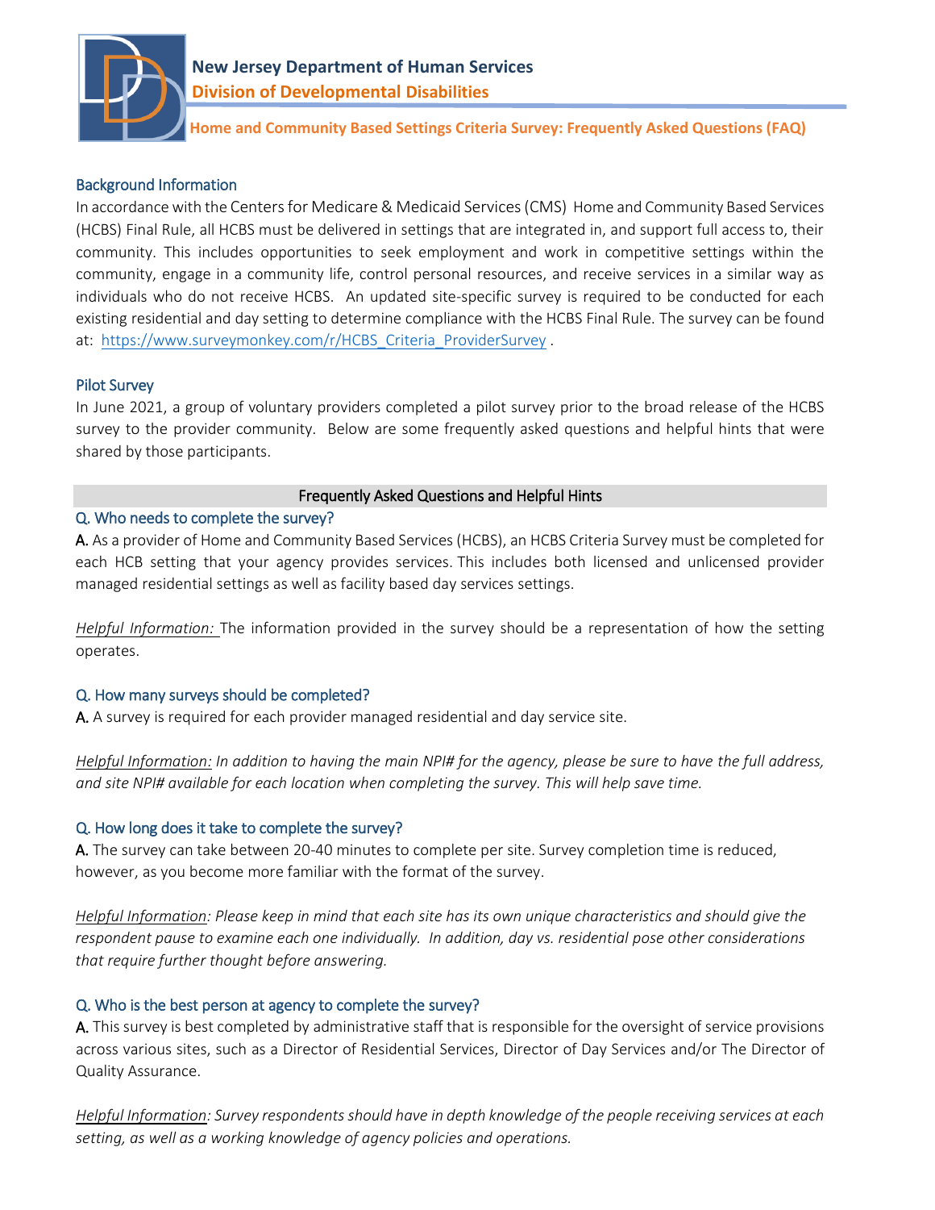**New Jersey Department of Human Services**

**Division of Developmental Disabilities**

**Home and Community Based Settings Criteria Survey: Frequently Asked Questions (FAQ)**

## Background Information

In accordance with the Centers for Medicare & Medicaid Services (CMS) Home and Community Based Services (HCBS) Final Rule, all HCBS must be delivered in settings that are integrated in, and support full access to, their community. This includes opportunities to seek employment and work in competitive settings within the community, engage in a community life, control personal resources, and receive services in a similar way as individuals who do not receive HCBS. An updated site-specific survey is required to be conducted for each existing residential and day setting to determine compliance with the HCBS Final Rule. The survey can be found at: https://www.surveymonkey.com/r/HCBS_Criteria_ProviderSurvey .

## Pilot Survey

In June 2021, a group of voluntary providers completed a pilot survey prior to the broad release of the HCBS survey to the provider community. Below are some frequently asked questions and helpful hints that were shared by those participants.

## Frequently Asked Questions and Helpful Hints

### Q. Who needs to complete the survey?

**A.** As a provider of Home and Community Based Services (HCBS), an HCBS Criteria Survey must be completed for each HCB setting that your agency provides services. This includes both licensed and unlicensed provider managed residential settings as well as facility based day services settings.

*Helpful Information:* The information provided in the survey should be a representation of how the setting operates.

### Q. How many surveys should be completed?

**A.** A survey is required for each provider managed residential and day service site.

*Helpful Information: In addition to having the main NPI# for the agency, please be sure to have the full address, and site NPI# available for each location when completing the survey. This will help save time.*

### Q. How long does it take to complete the survey?

**A.** The survey can take between 20-40 minutes to complete per site. Survey completion time is reduced, however, as you become more familiar with the format of the survey.

*Helpful Information: Please keep in mind that each site has its own unique characteristics and should give the respondent pause to examine each one individually. In addition, day vs. residential pose other considerations that require further thought before answering.*

### Q. Who is the best person at agency to complete the survey?

**A.** This survey is best completed by administrative staff that is responsible for the oversight of service provisions across various sites, such as a Director of Residential Services, Director of Day Services and/or The Director of Quality Assurance.

*Helpful Information: Survey respondents should have in depth knowledge of the people receiving services at each setting, as well as a working knowledge of agency policies and operations.*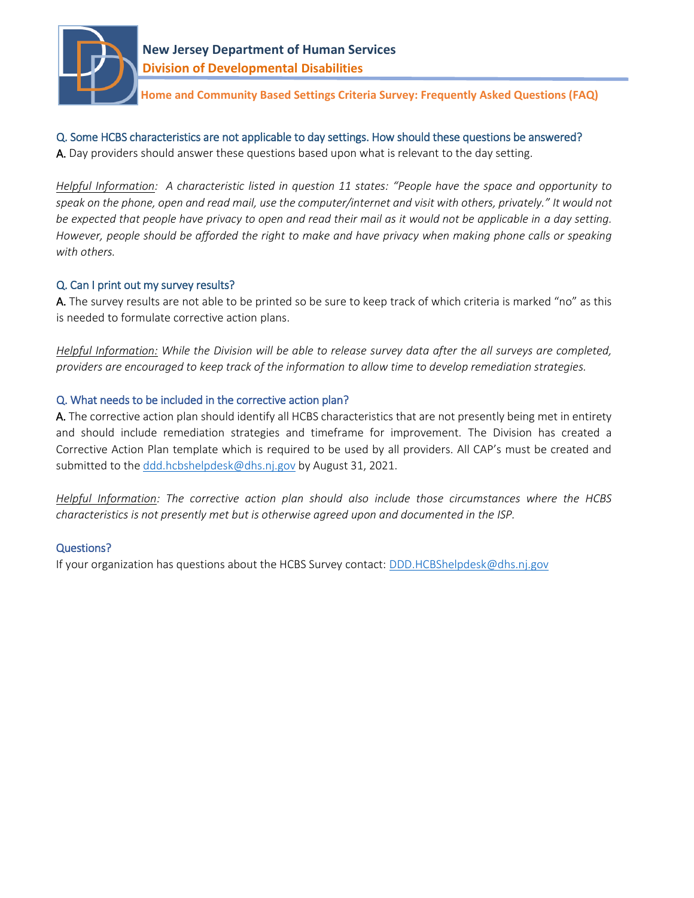Q. Some HCBS characteristics are not applicable to day settings. How should these questions be answered?

**A.** Day providers should answer these questions based upon what is relevant to the day setting.

*Helpful Information: A characteristic listed in question 11 states: "People have the space and opportunity to speak on the phone, open and read mail, use the computer/internet and visit with others, privately." It would not be expected that people have privacy to open and read their mail as it would not be applicable in a day setting. However, people should be afforded the right to make and have privacy when making phone calls or speaking with others.*

Q. Can I print out my survey results?

**A.** The survey results are not able to be printed so be sure to keep track of which criteria is marked "no" as this is needed to formulate corrective action plans.

*Helpful Information: While the Division will be able to release survey data after the all surveys are completed, providers are encouraged to keep track of the information to allow time to develop remediation strategies.*

Q. What needs to be included in the corrective action plan?

**A.** The corrective action plan should identify all HCBS characteristics that are not presently being met in entirety and should include remediation strategies and timeframe for improvement. The Division has created a Corrective Action Plan template which is required to be used by all providers. All CAP's must be created and submitted to the ddd.hcbshelpdesk@dhs.nj.gov by August 31, 2021.

*Helpful Information: The corrective action plan should also include those circumstances where the HCBS characteristics is not presently met but is otherwise agreed upon and documented in the ISP.*

Questions?

If your organization has questions about the HCBS Survey contact: DDD.HCBShelpdesk@dhs.nj.gov